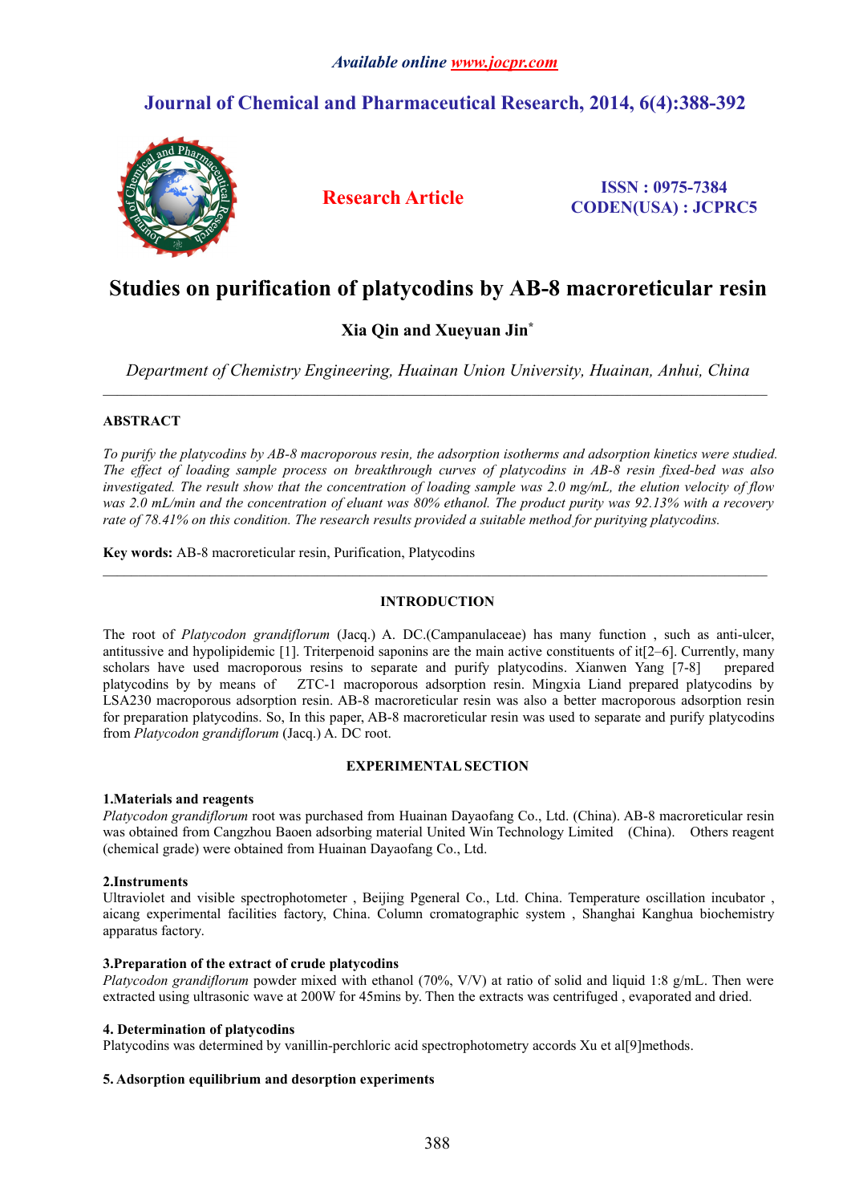# Studies on purification of platycodins by AB-8 macroreticular resin

**Xia Qin and Xueyuan Jin***

*Department of Chemistry Engineering, Huainan Union University, Huainan, Anhui, China*

---

## ABSTRACT

*To purify the platycodins by AB-8 macroporous resin, the adsorption isotherms and adsorption kinetics were studied. The effect of loading sample process on breakthrough curves of platycodins in AB-8 resin fixed-bed was also investigated. The result show that the concentration of loading sample was 2.0 mg/mL, the elution velocity of flow was 2.0 mL/min and the concentration of eluant was 80% ethanol. The product purity was 92.13% with a recovery rate of 78.41% on this condition. The research results provided a suitable method for puritying platycodins.*

**Key words:** AB-8 macroreticular resin, Purification, Platycodins

---

## INTRODUCTION

The root of *Platycodon grandiflorum* (Jacq.) A. DC.(Campanulaceae) has many function , such as anti-ulcer, antitussive and hypolipidemic [1]. Triterpenoid saponins are the main active constituents of it[2–6]. Currently, many scholars have used macroporous resins to separate and purify platycodins. Xianwen Yang [7-8] prepared platycodins by by means of ZTC-1 macroporous adsorption resin. Mingxia Liand prepared platycodins by LSA230 macroporous adsorption resin. AB-8 macroreticular resin was also a better macroporous adsorption resin for preparation platycodins. So, In this paper, AB-8 macroreticular resin was used to separate and purify platycodins from *Platycodon grandiflorum* (Jacq.) A. DC root.

## EXPERIMENTAL SECTION

### 1.Materials and reagents

*Platycodon grandiflorum* root was purchased from Huainan Dayaofang Co., Ltd. (China). AB-8 macroreticular resin was obtained from Cangzhou Baoen adsorbing material United Win Technology Limited (China). Others reagent (chemical grade) were obtained from Huainan Dayaofang Co., Ltd.

### 2.Instruments

Ultraviolet and visible spectrophotometer , Beijing Pgeneral Co., Ltd. China. Temperature oscillation incubator , aicang experimental facilities factory, China. Column cromatographic system , Shanghai Kanghua biochemistry apparatus factory.

### 3.Preparation of the extract of crude platycodins

*Platycodon grandiflorum* powder mixed with ethanol (70%, V/V) at ratio of solid and liquid 1:8 g/mL. Then were extracted using ultrasonic wave at 200W for 45mins by. Then the extracts was centrifuged , evaporated and dried.

### 4. Determination of platycodins

Platycodins was determined by vanillin-perchloric acid spectrophotometry accords Xu et al[9]methods.

### 5. Adsorption equilibrium and desorption experiments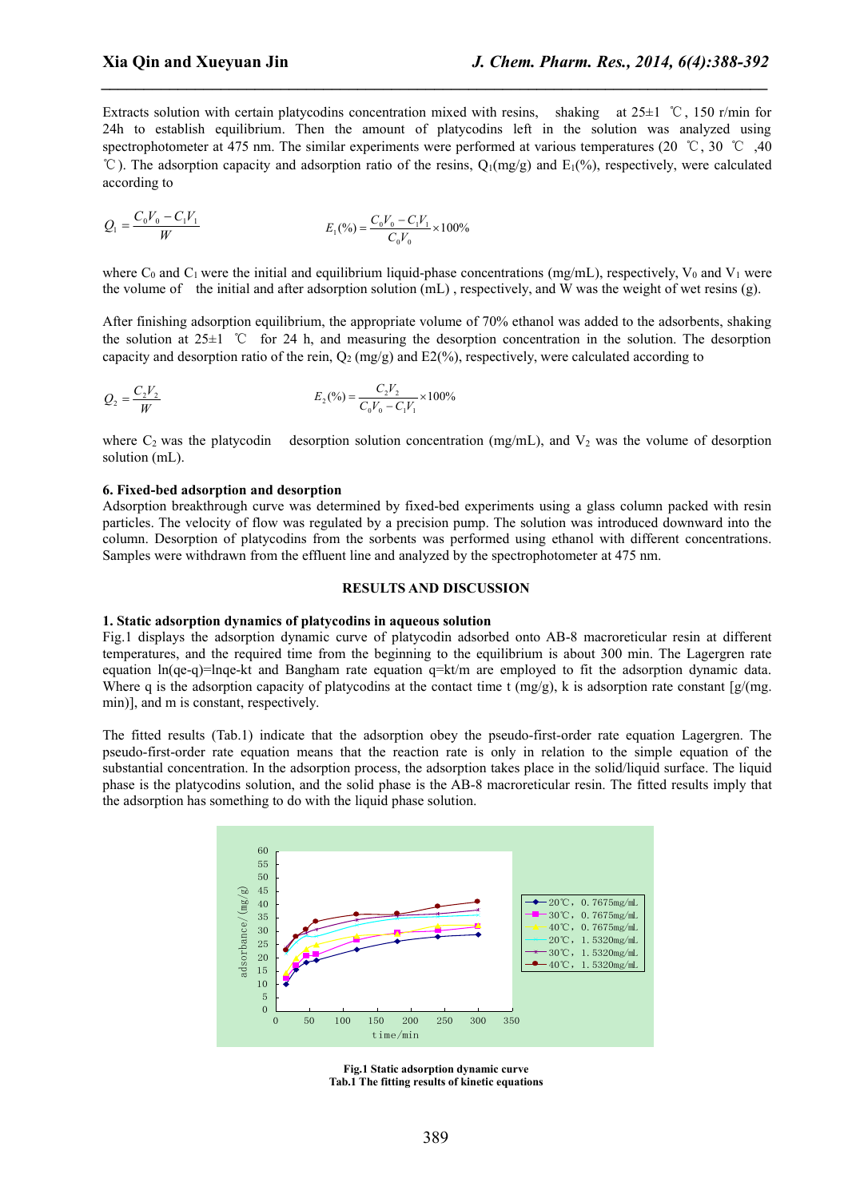Extracts solution with certain platycodins concentration mixed with resins, shaking at 25±1 ℃, 150 r/min for 24h to establish equilibrium. Then the amount of platycodins left in the solution was analyzed using spectrophotometer at 475 nm. The similar experiments were performed at various temperatures (20 ℃, 30 ℃ ,40 ℃). The adsorption capacity and adsorption ratio of the resins, $Q_1$(mg/g) and $E_1$(%), respectively, were calculated according to

$$Q_1 = \frac{C_0V_0 - C_1V_1}{W} \qquad E_1(\%) = \frac{C_0V_0 - C_1V_1}{C_0V_0} \times 100\%$$

where $C_0$ and $C_1$ were the initial and equilibrium liquid-phase concentrations (mg/mL), respectively, $V_0$ and $V_1$ were the volume of the initial and after adsorption solution (mL) , respectively, and W was the weight of wet resins (g).

After finishing adsorption equilibrium, the appropriate volume of 70% ethanol was added to the adsorbents, shaking the solution at 25±1 ℃ for 24 h, and measuring the desorption concentration in the solution. The desorption capacity and desorption ratio of the rein, $Q_2$ (mg/g) and E2(%), respectively, were calculated according to

$$Q_2 = \frac{C_2V_2}{W} \qquad E_2(\%) = \frac{C_2V_2}{C_0V_0 - C_1V_1} \times 100\%$$

where $C_2$ was the platycodin desorption solution concentration (mg/mL), and $V_2$ was the volume of desorption solution (mL).

**6. Fixed-bed adsorption and desorption**

Adsorption breakthrough curve was determined by fixed-bed experiments using a glass column packed with resin particles. The velocity of flow was regulated by a precision pump. The solution was introduced downward into the column. Desorption of platycodins from the sorbents was performed using ethanol with different concentrations. Samples were withdrawn from the effluent line and analyzed by the spectrophotometer at 475 nm.

## RESULTS AND DISCUSSION

**1. Static adsorption dynamics of platycodins in aqueous solution**

Fig.1 displays the adsorption dynamic curve of platycodin adsorbed onto AB-8 macroreticular resin at different temperatures, and the required time from the beginning to the equilibrium is about 300 min. The Lagergren rate equation ln(qe-q)=lnqe-kt and Bangham rate equation q=kt/m are employed to fit the adsorption dynamic data. Where q is the adsorption capacity of platycodins at the contact time t (mg/g), k is adsorption rate constant [g/(mg. min)], and m is constant, respectively.

The fitted results (Tab.1) indicate that the adsorption obey the pseudo-first-order rate equation Lagergren. The pseudo-first-order rate equation means that the reaction rate is only in relation to the simple equation of the substantial concentration. In the adsorption process, the adsorption takes place in the solid/liquid surface. The liquid phase is the platycodins solution, and the solid phase is the AB-8 macroreticular resin. The fitted results imply that the adsorption has something to do with the liquid phase solution.

**Fig.1 Static adsorption dynamic curve**

**Tab.1 The fitting results of kinetic equations**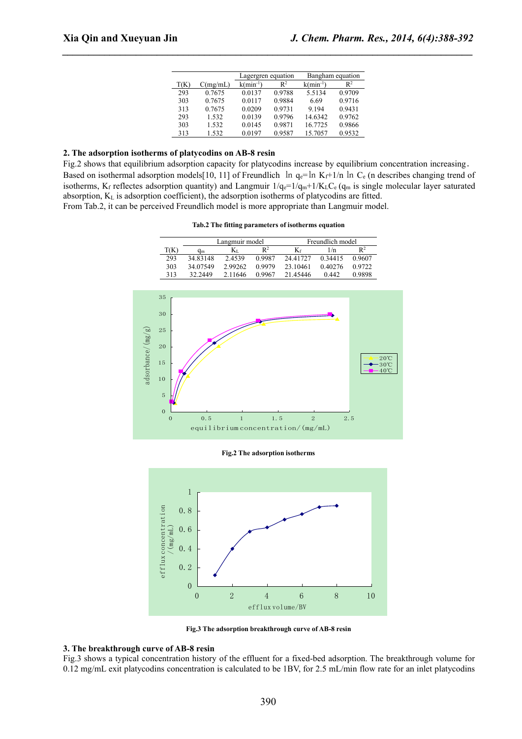| T(K) | C(mg/mL) | Lagergren equation | | Bangham equation | |
|---|---|---|---|---|---|
| | | k($min^{-1}$) | $R^2$ | k($min^{-1}$) | $R^2$ |
| 293 | 0.7675 | 0.0137 | 0.9788 | 5.5134 | 0.9709 |
| 303 | 0.7675 | 0.0117 | 0.9884 | 6.69 | 0.9716 |
| 313 | 0.7675 | 0.0209 | 0.9731 | 9.194 | 0.9431 |
| 293 | 1.532 | 0.0139 | 0.9796 | 14.6342 | 0.9762 |
| 303 | 1.532 | 0.0145 | 0.9871 | 16.7725 | 0.9866 |
| 313 | 1.532 | 0.0197 | 0.9587 | 15.7057 | 0.9532 |

**2. The adsorption isotherms of platycodins on AB-8 resin**

Fig.2 shows that equilibrium adsorption capacity for platycodins increase by equilibrium concentration increasing. Based on isothermal adsorption models[10, 11] of Freundlich $\ln q_e = \ln K_f + 1/n \ln C_e$ (n describes changing trend of isotherms, $K_f$ reflectes adsorption quantity) and Langmuir $1/q_e = 1/q_m + 1/K_L C_e$ ($q_m$ is single molecular layer saturated absorption, $K_L$ is adsorption coefficient), the adsorption isotherms of platycodins are fitted.

From Tab.2, it can be perceived Freundlich model is more appropriate than Langmuir model.

**Tab.2 The fitting parameters of isotherms equation**

| T(K) | Langmuir model | | | Freundlich model | | |
|---|---|---|---|---|---|---|
| | $q_m$ | $K_L$ | $R^2$ | $K_f$ | 1/n | $R^2$ |
| 293 | 34.83148 | 2.4539 | 0.9987 | 24.41727 | 0.34415 | 0.9607 |
| 303 | 34.07549 | 2.99262 | 0.9979 | 23.10461 | 0.40276 | 0.9722 |
| 313 | 32.2449 | 2.11646 | 0.9967 | 21.45446 | 0.442 | 0.9898 |

**Fig.2 The adsorption isotherms**

**Fig.3 The adsorption breakthrough curve of AB-8 resin**

**3. The breakthrough curve of AB-8 resin**

Fig.3 shows a typical concentration history of the effluent for a fixed-bed adsorption. The breakthrough volume for 0.12 mg/mL exit platycodins concentration is calculated to be 1BV, for 2.5 mL/min flow rate for an inlet platycodins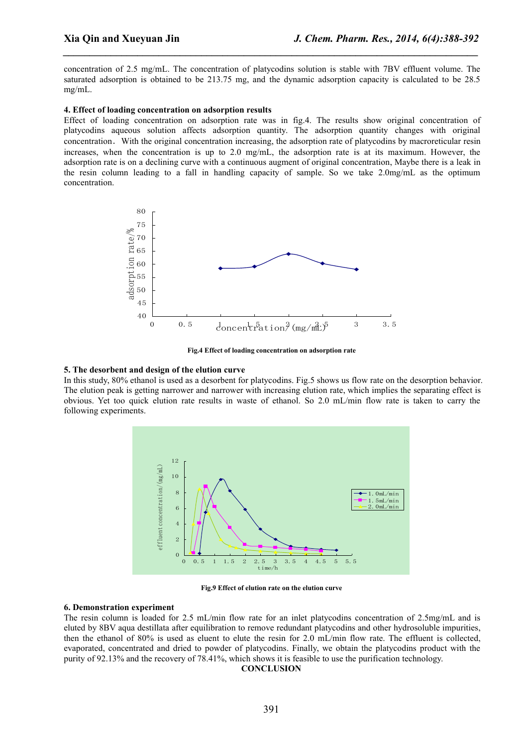concentration of 2.5 mg/mL. The concentration of platycodins solution is stable with 7BV effluent volume. The saturated adsorption is obtained to be 213.75 mg, and the dynamic adsorption capacity is calculated to be 28.5 mg/mL.

#### 4. Effect of loading concentration on adsorption results

Effect of loading concentration on adsorption rate was in fig.4. The results show original concentration of platycodins aqueous solution affects adsorption quantity. The adsorption quantity changes with original concentration. With the original concentration increasing, the adsorption rate of platycodins by macroreticular resin increases, when the concentration is up to 2.0 mg/mL, the adsorption rate is at its maximum. However, the adsorption rate is on a declining curve with a continuous augment of original concentration, Maybe there is a leak in the resin column leading to a fall in handling capacity of sample. So we take 2.0mg/mL as the optimum concentration.

**Fig.4 Effect of loading concentration on adsorption rate**

#### 5. The desorbent and design of the elution curve

In this study, 80% ethanol is used as a desorbent for platycodins. Fig.5 shows us flow rate on the desorption behavior. The elution peak is getting narrower and narrower with increasing elution rate, which implies the separating effect is obvious. Yet too quick elution rate results in waste of ethanol. So 2.0 mL/min flow rate is taken to carry the following experiments.

**Fig.9 Effect of elution rate on the elution curve**

#### 6. Demonstration experiment

The resin column is loaded for 2.5 mL/min flow rate for an inlet platycodins concentration of 2.5mg/mL and is eluted by 8BV aqua destillata after equilibration to remove redundant platycodins and other hydrosoluble impurities, then the ethanol of 80% is used as eluent to elute the resin for 2.0 mL/min flow rate. The effluent is collected, evaporated, concentrated and dried to powder of platycodins. Finally, we obtain the platycodins product with the purity of 92.13% and the recovery of 78.41%, which shows it is feasible to use the purification technology.

## CONCLUSION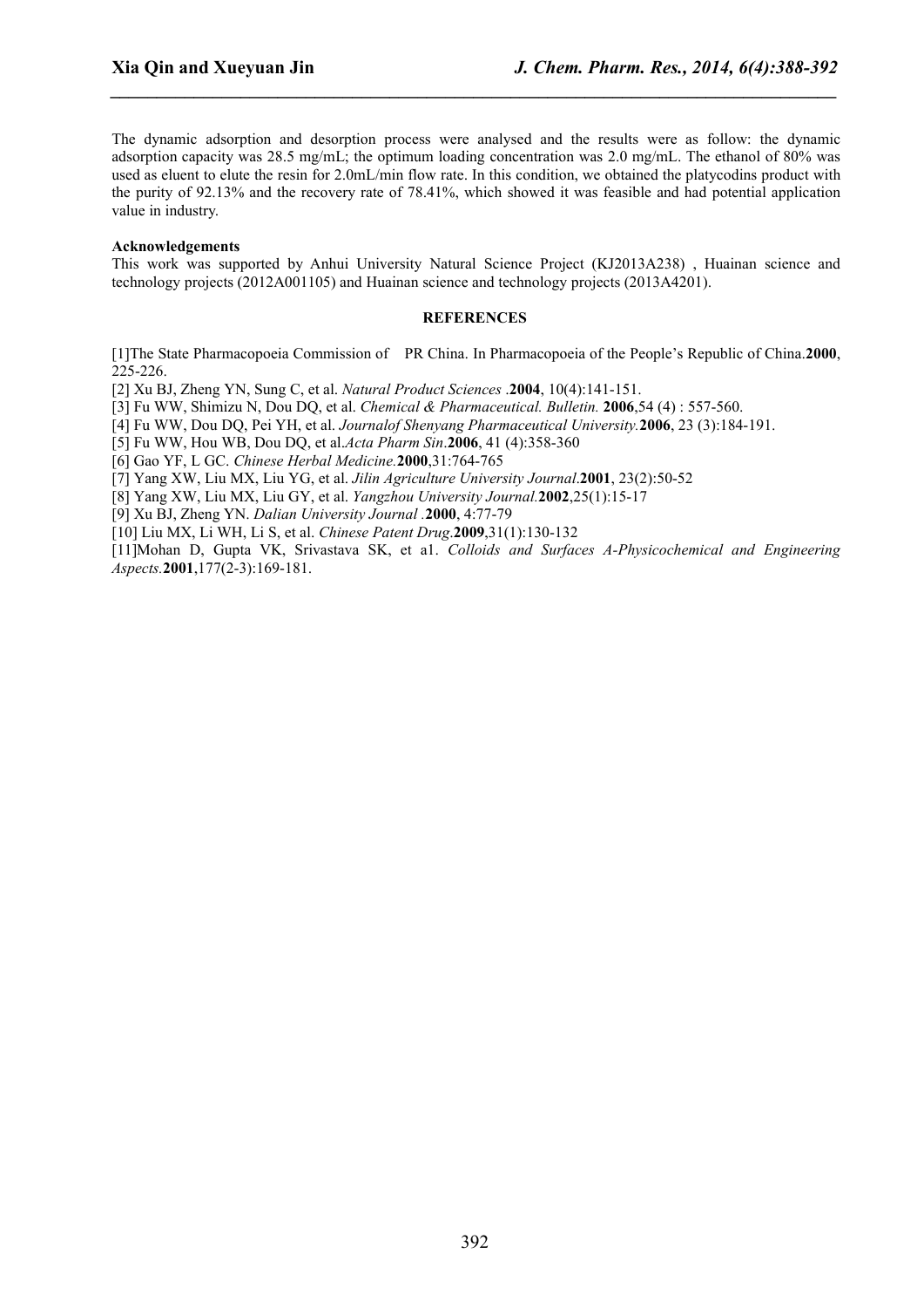The dynamic adsorption and desorption process were analysed and the results were as follow: the dynamic adsorption capacity was 28.5 mg/mL; the optimum loading concentration was 2.0 mg/mL. The ethanol of 80% was used as eluent to elute the resin for 2.0mL/min flow rate. In this condition, we obtained the platycodins product with the purity of 92.13% and the recovery rate of 78.41%, which showed it was feasible and had potential application value in industry.

**Acknowledgements**

This work was supported by Anhui University Natural Science Project (KJ2013A238) , Huainan science and technology projects (2012A001105) and Huainan science and technology projects (2013A4201).

## REFERENCES

[1]The State Pharmacopoeia Commission of PR China. In Pharmacopoeia of the People's Republic of China.**2000**, 225-226.

[2] Xu BJ, Zheng YN, Sung C, et al. *Natural Product Sciences* .**2004**, 10(4):141-151.

[3] Fu WW, Shimizu N, Dou DQ, et al. *Chemical & Pharmaceutical. Bulletin.* **2006**,54 (4) : 557-560.

[4] Fu WW, Dou DQ, Pei YH, et al. *Journalof Shenyang Pharmaceutical University.***2006**, 23 (3):184-191.

[5] Fu WW, Hou WB, Dou DQ, et al.*Acta Pharm Sin*.**2006**, 41 (4):358-360

[6] Gao YF, L GC. *Chinese Herbal Medicine.***2000**,31:764-765

[7] Yang XW, Liu MX, Liu YG, et al. *Jilin Agriculture University Journal*.**2001**, 23(2):50-52

[8] Yang XW, Liu MX, Liu GY, et al. *Yangzhou University Journal.***2002**,25(1):15-17

[9] Xu BJ, Zheng YN. *Dalian University Journal* .**2000**, 4:77-79

[10] Liu MX, Li WH, Li S, et al. *Chinese Patent Drug*.**2009**,31(1):130-132

[11]Mohan D, Gupta VK, Srivastava SK, et a1. *Colloids and Surfaces A-Physicochemical and Engineering Aspects.***2001**,177(2-3):169-181.